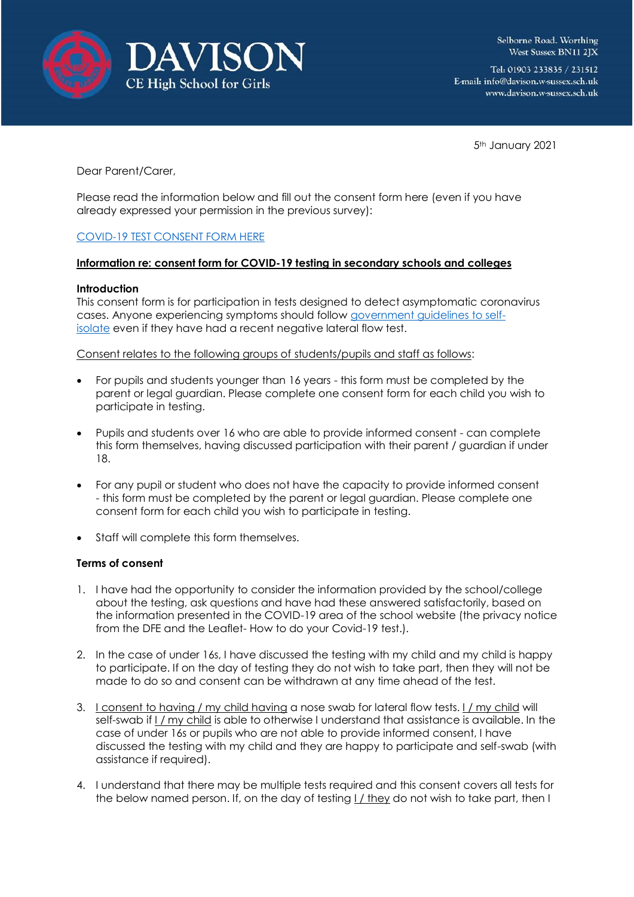# DAVISON
CE High School for Girls

Selborne Road. Worthing
West Sussex BN11 2JX

Tel: 01903 233835 / 231512
E-mail: info@davison.w-sussex.sch.uk
www.davison.w-sussex.sch.uk

5th January 2021

Dear Parent/Carer,

Please read the information below and fill out the consent form here (even if you have already expressed your permission in the previous survey):

COVID-19 TEST CONSENT FORM HERE

**Information re: consent form for COVID-19 testing in secondary schools and colleges**

**Introduction**
This consent form is for participation in tests designed to detect asymptomatic coronavirus cases. Anyone experiencing symptoms should follow government guidelines to self-isolate even if they have had a recent negative lateral flow test.

Consent relates to the following groups of students/pupils and staff as follows:

- For pupils and students younger than 16 years - this form must be completed by the parent or legal guardian. Please complete one consent form for each child you wish to participate in testing.
- Pupils and students over 16 who are able to provide informed consent - can complete this form themselves, having discussed participation with their parent / guardian if under 18.
- For any pupil or student who does not have the capacity to provide informed consent - this form must be completed by the parent or legal guardian. Please complete one consent form for each child you wish to participate in testing.
- Staff will complete this form themselves.

**Terms of consent**

1. I have had the opportunity to consider the information provided by the school/college about the testing, ask questions and have had these answered satisfactorily, based on the information presented in the COVID-19 area of the school website (the privacy notice from the DFE and the Leaflet- How to do your Covid-19 test.).
2. In the case of under 16s, I have discussed the testing with my child and my child is happy to participate. If on the day of testing they do not wish to take part, then they will not be made to do so and consent can be withdrawn at any time ahead of the test.
3. I consent to having / my child having a nose swab for lateral flow tests. I / my child will self-swab if I / my child is able to otherwise I understand that assistance is available. In the case of under 16s or pupils who are not able to provide informed consent, I have discussed the testing with my child and they are happy to participate and self-swab (with assistance if required).
4. I understand that there may be multiple tests required and this consent covers all tests for the below named person. If, on the day of testing I / they do not wish to take part, then I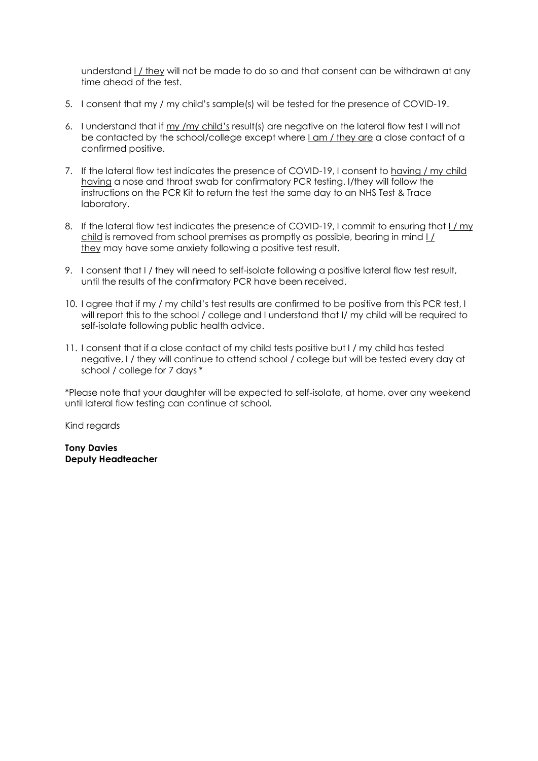understand I / they will not be made to do so and that consent can be withdrawn at any time ahead of the test.

5. I consent that my / my child's sample(s) will be tested for the presence of COVID-19.
6. I understand that if my /my child's result(s) are negative on the lateral flow test I will not be contacted by the school/college except where I am / they are a close contact of a confirmed positive.
7. If the lateral flow test indicates the presence of COVID-19, I consent to having / my child having a nose and throat swab for confirmatory PCR testing. I/they will follow the instructions on the PCR Kit to return the test the same day to an NHS Test & Trace laboratory.
8. If the lateral flow test indicates the presence of COVID-19, I commit to ensuring that I / my child is removed from school premises as promptly as possible, bearing in mind I / they may have some anxiety following a positive test result.
9. I consent that I / they will need to self-isolate following a positive lateral flow test result, until the results of the confirmatory PCR have been received.
10. I agree that if my / my child's test results are confirmed to be positive from this PCR test, I will report this to the school / college and I understand that I/ my child will be required to self-isolate following public health advice.
11. I consent that if a close contact of my child tests positive but I / my child has tested negative, I / they will continue to attend school / college but will be tested every day at school / college for 7 days *

*Please note that your daughter will be expected to self-isolate, at home, over any weekend until lateral flow testing can continue at school.

Kind regards

**Tony Davies**
**Deputy Headteacher**